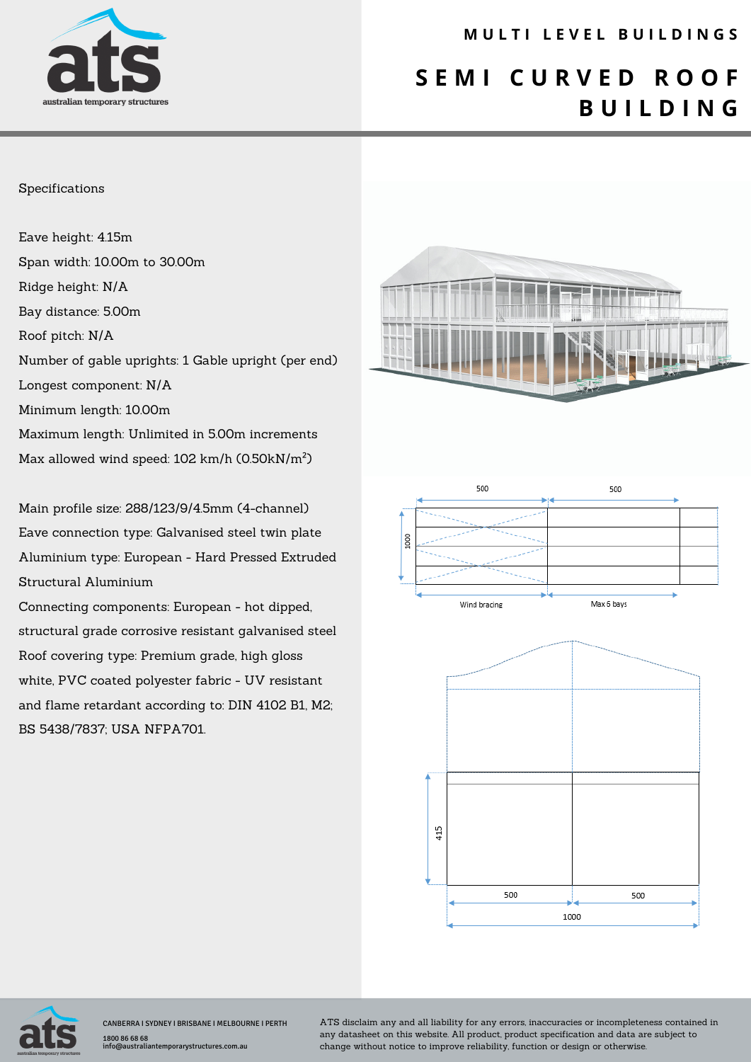# MULTI LEVEL BUILDINGS

# SEMI CURVED ROOF BUILDING

Specifications

Eave height: 4.15m

Span width: 10.00m to 30.00m

Ridge height: N/A

Bay distance: 5.00m

Roof pitch: N/A

Number of gable uprights: 1 Gable upright (per end)

Longest component: N/A

Minimum length: 10.00m

Maximum length: Unlimited in 5.00m increments

Max allowed wind speed: 102 km/h (0.50kN/m²)

Main profile size: 288/123/9/4.5mm (4-channel)

Eave connection type: Galvanised steel twin plate

Aluminium type: European - Hard Pressed Extruded Structural Aluminium

Connecting components: European - hot dipped, structural grade corrosive resistant galvanised steel

Roof covering type: Premium grade, high gloss white, PVC coated polyester fabric - UV resistant and flame retardant according to: DIN 4102 B1, M2; BS 5438/7837; USA NFPA701.

CANBERRA | SYDNEY | BRISBANE | MELBOURNE | PERTH

1800 86 68 68

info@australiantemporarystructures.com.au

ATS disclaim any and all liability for any errors, inaccuracies or incompleteness contained in any datasheet on this website. All product, product specification and data are subject to change without notice to improve reliability, function or design or otherwise.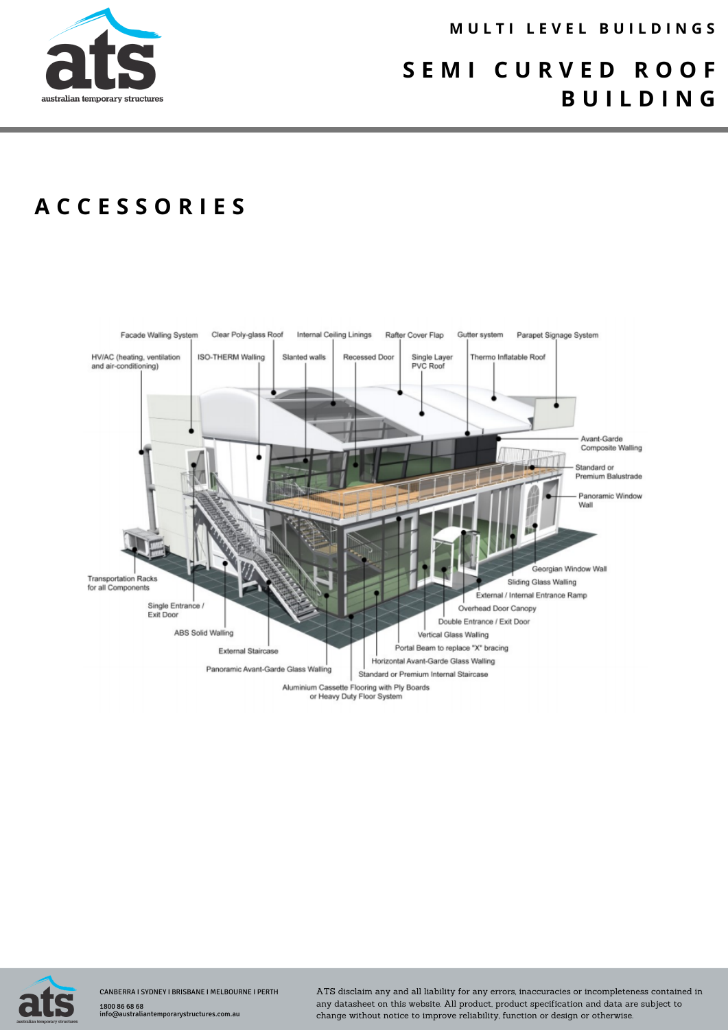# MULTI LEVEL BUILDINGS

# SEMI CURVED ROOF BUILDING

## ACCESSORIES

Facade Walling System
Clear Poly-glass Roof
Internal Ceiling Linings
Rafter Cover Flap
Gutter system
Parapet Signage System
HV/AC (heating, ventilation and air-conditioning)
ISO-THERM Walling
Slanted walls
Recessed Door
Single Layer PVC Roof
Thermo Inflatable Roof
Avant-Garde Composite Walling
Standard or Premium Balustrade
Panoramic Window Wall
Georgian Window Wall
Sliding Glass Walling
External / Internal Entrance Ramp
Overhead Door Canopy
Double Entrance / Exit Door
Vertical Glass Walling
Portal Beam to replace "X" bracing
Horizontal Avant-Garde Glass Walling
Standard or Premium Internal Staircase
Aluminium Cassette Flooring with Ply Boards or Heavy Duty Floor System
Panoramic Avant-Garde Glass Walling
External Staircase
ABS Solid Walling
Single Entrance / Exit Door
Transportation Racks for all Components

CANBERRA I SYDNEY I BRISBANE I MELBOURNE I PERTH
1800 86 68 68
info@australiantemporarystructures.com.au

ATS disclaim any and all liability for any errors, inaccuracies or incompleteness contained in any datasheet on this website. All product, product specification and data are subject to change without notice to improve reliability, function or design or otherwise.